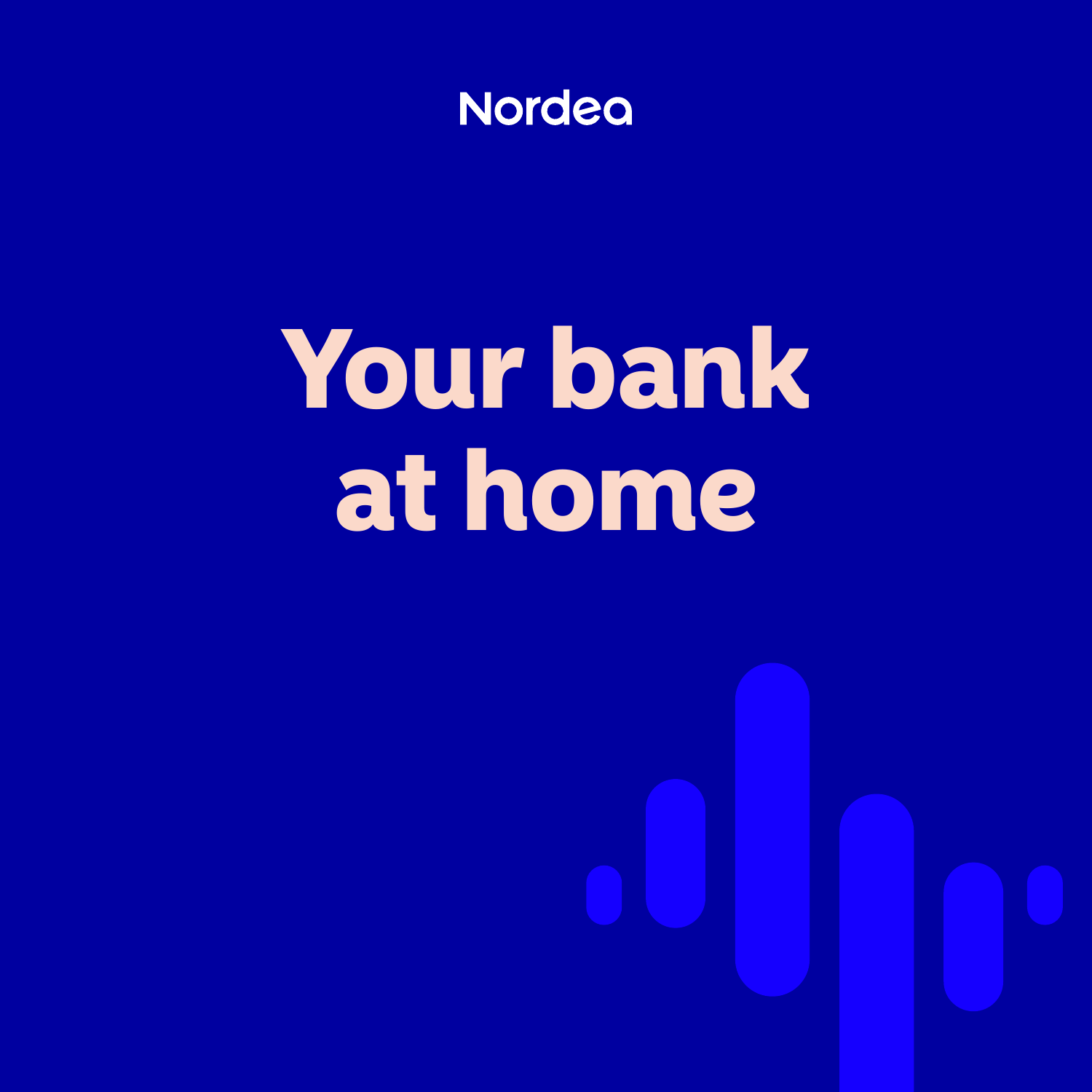Nordea

# Your bank at home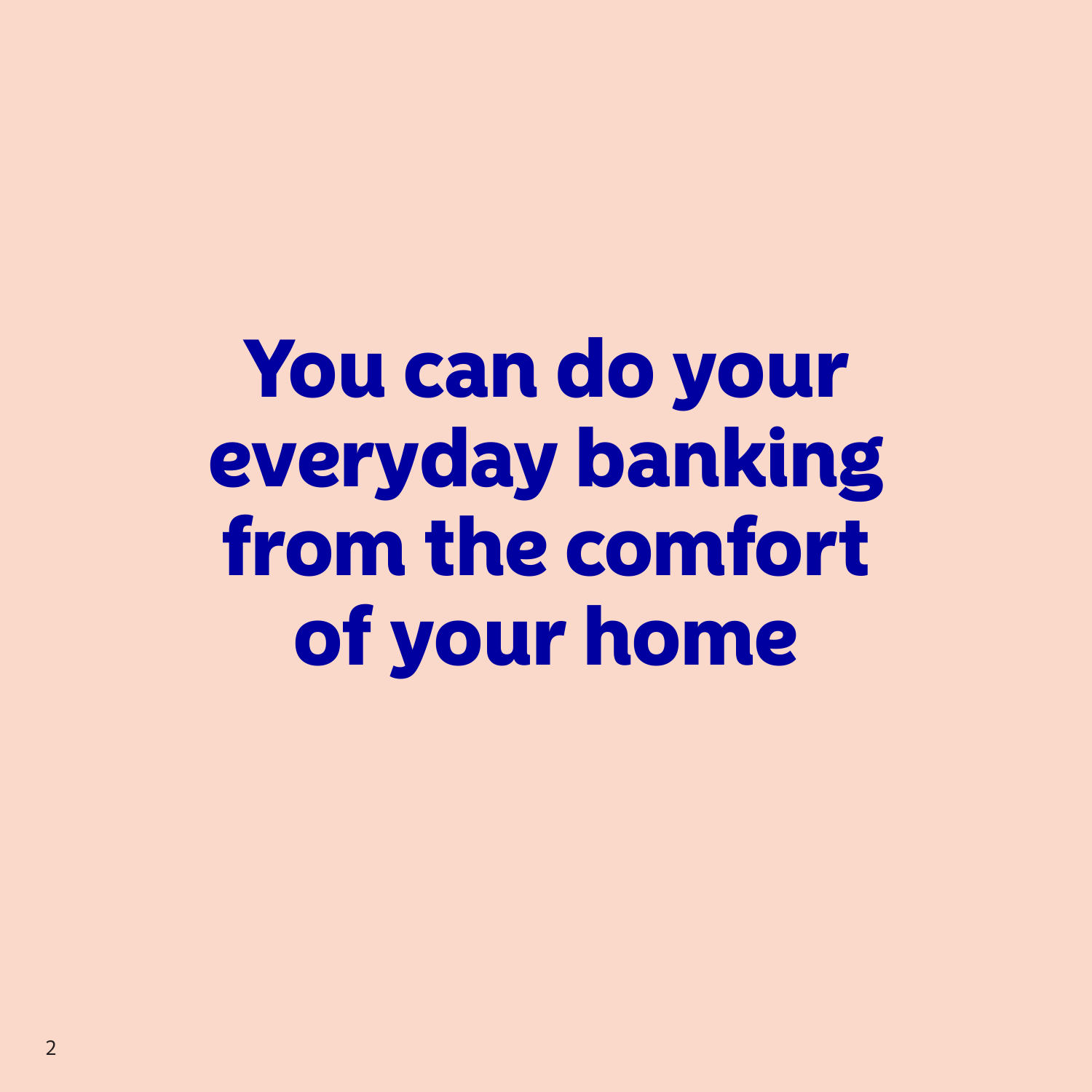# You can do your everyday banking from the comfort of your home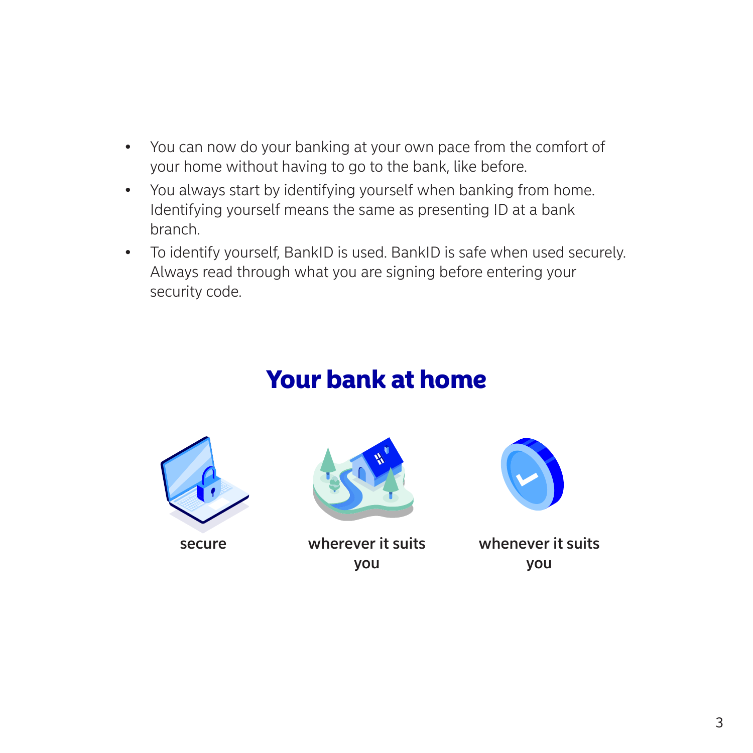- You can now do your banking at your own pace from the comfort of your home without having to go to the bank, like before.
- You always start by identifying yourself when banking from home. Identifying yourself means the same as presenting ID at a bank branch.
- To identify yourself, BankID is used. BankID is safe when used securely. Always read through what you are signing before entering your security code.

## Your bank at home

**secure**

**wherever it suits you**

**whenever it suits you**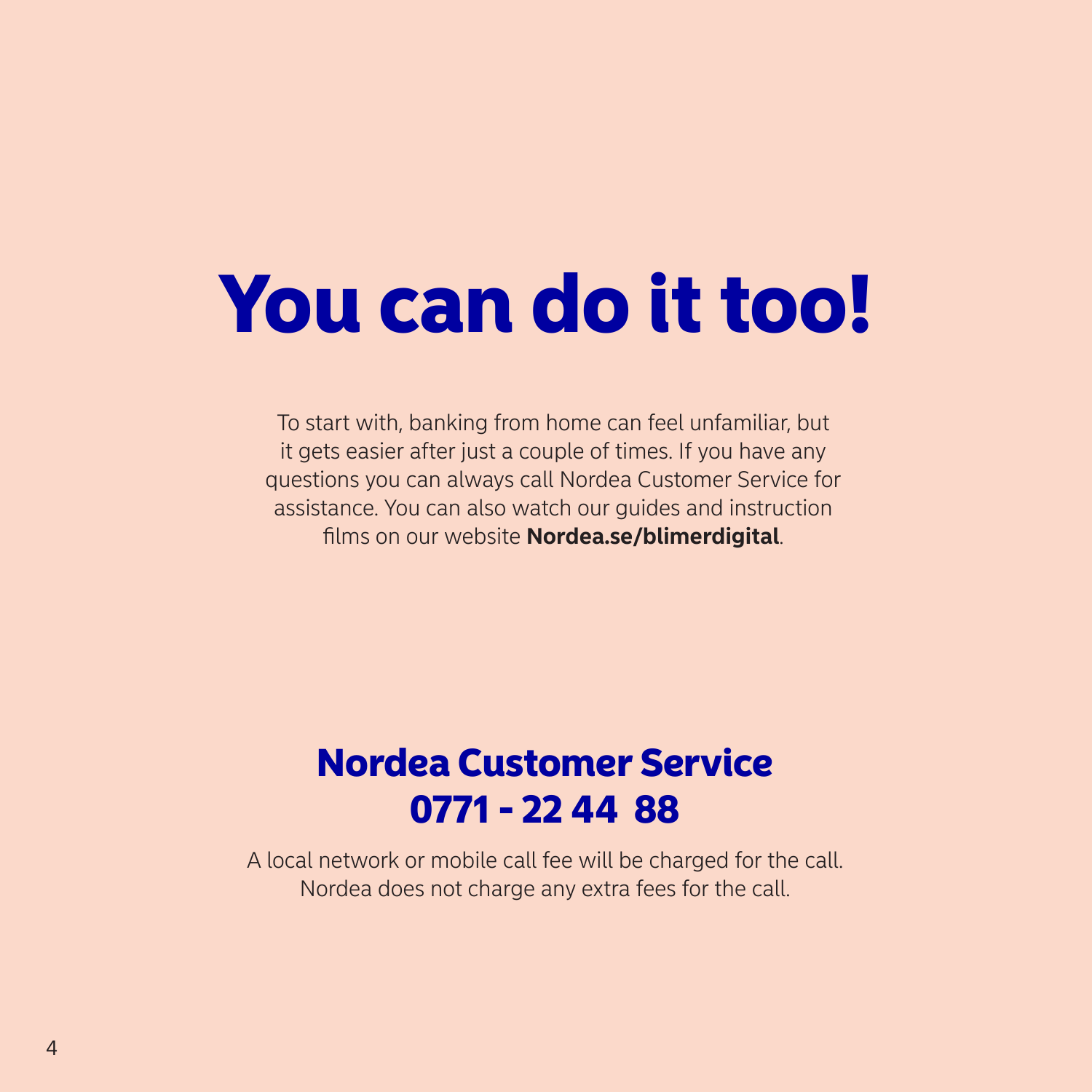# You can do it too!

To start with, banking from home can feel unfamiliar, but it gets easier after just a couple of times. If you have any questions you can always call Nordea Customer Service for assistance. You can also watch our guides and instruction films on our website **Nordea.se/blimerdigital**.

## Nordea Customer Service
## 0771 - 22 44 88

A local network or mobile call fee will be charged for the call. Nordea does not charge any extra fees for the call.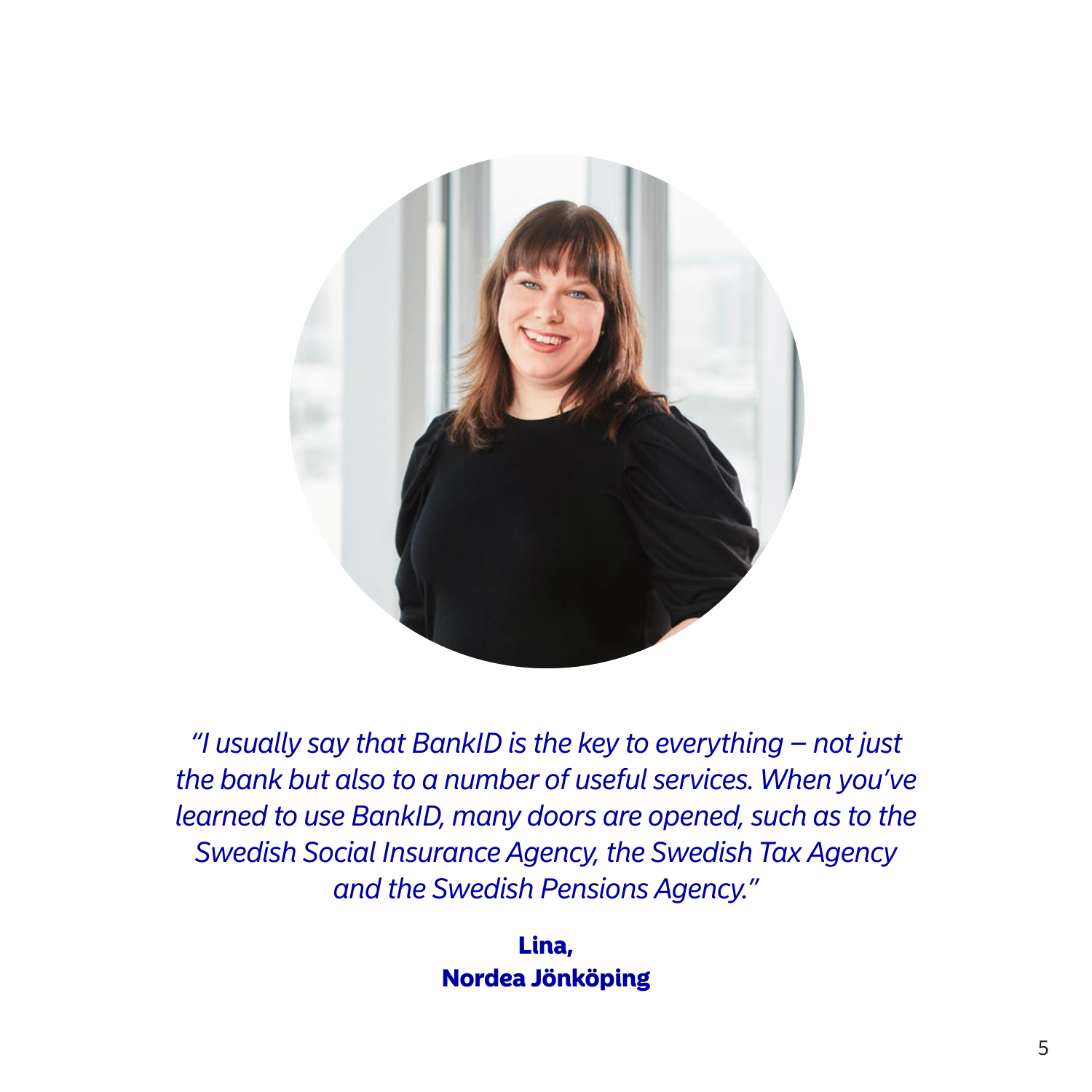*"I usually say that BankID is the key to everything – not just the bank but also to a number of useful services. When you've learned to use BankID, many doors are opened, such as to the Swedish Social Insurance Agency, the Swedish Tax Agency and the Swedish Pensions Agency."*

**Lina,**
**Nordea Jönköping**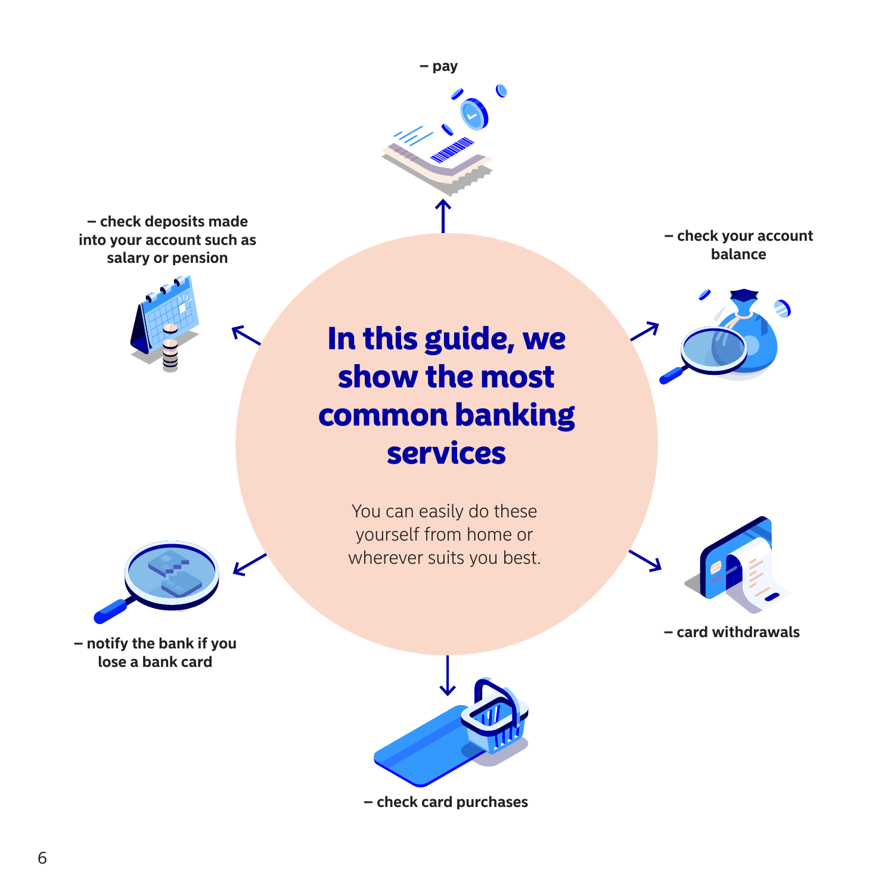# In this guide, we show the most common banking services

You can easily do these yourself from home or wherever suits you best.

– pay

– check your account balance

– card withdrawals

– check card purchases

– notify the bank if you lose a bank card

– check deposits made into your account such as salary or pension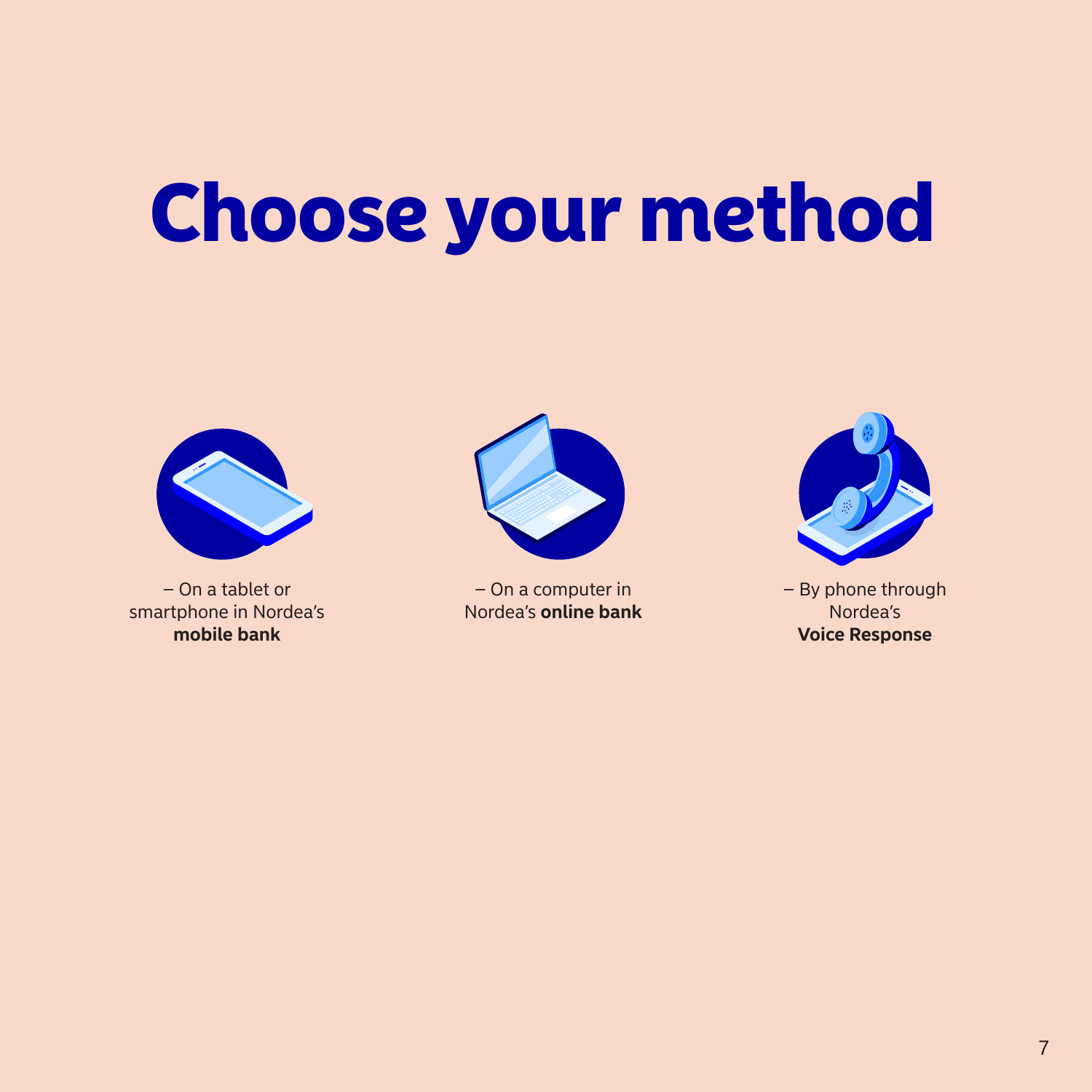# Choose your method

– On a tablet or smartphone in Nordea's **mobile bank**

– On a computer in Nordea's **online bank**

– By phone through Nordea's **Voice Response**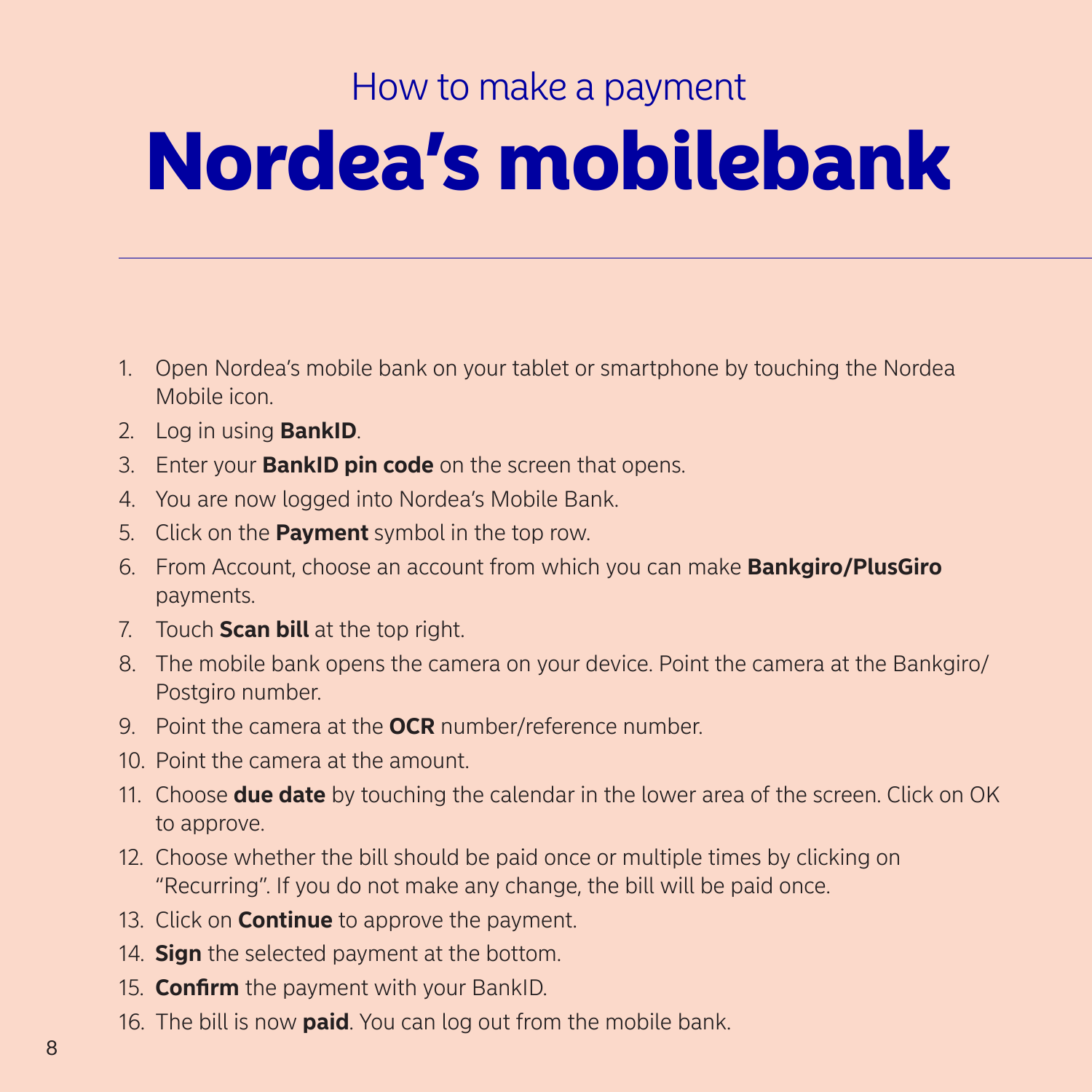## How to make a payment

# Nordea's mobilebank

1. Open Nordea's mobile bank on your tablet or smartphone by touching the Nordea Mobile icon.
2. Log in using **BankID**.
3. Enter your **BankID pin code** on the screen that opens.
4. You are now logged into Nordea's Mobile Bank.
5. Click on the **Payment** symbol in the top row.
6. From Account, choose an account from which you can make **Bankgiro/PlusGiro** payments.
7. Touch **Scan bill** at the top right.
8. The mobile bank opens the camera on your device. Point the camera at the Bankgiro/Postgiro number.
9. Point the camera at the **OCR** number/reference number.
10. Point the camera at the amount.
11. Choose **due date** by touching the calendar in the lower area of the screen. Click on OK to approve.
12. Choose whether the bill should be paid once or multiple times by clicking on "Recurring". If you do not make any change, the bill will be paid once.
13. Click on **Continue** to approve the payment.
14. **Sign** the selected payment at the bottom.
15. **Confirm** the payment with your BankID.
16. The bill is now **paid**. You can log out from the mobile bank.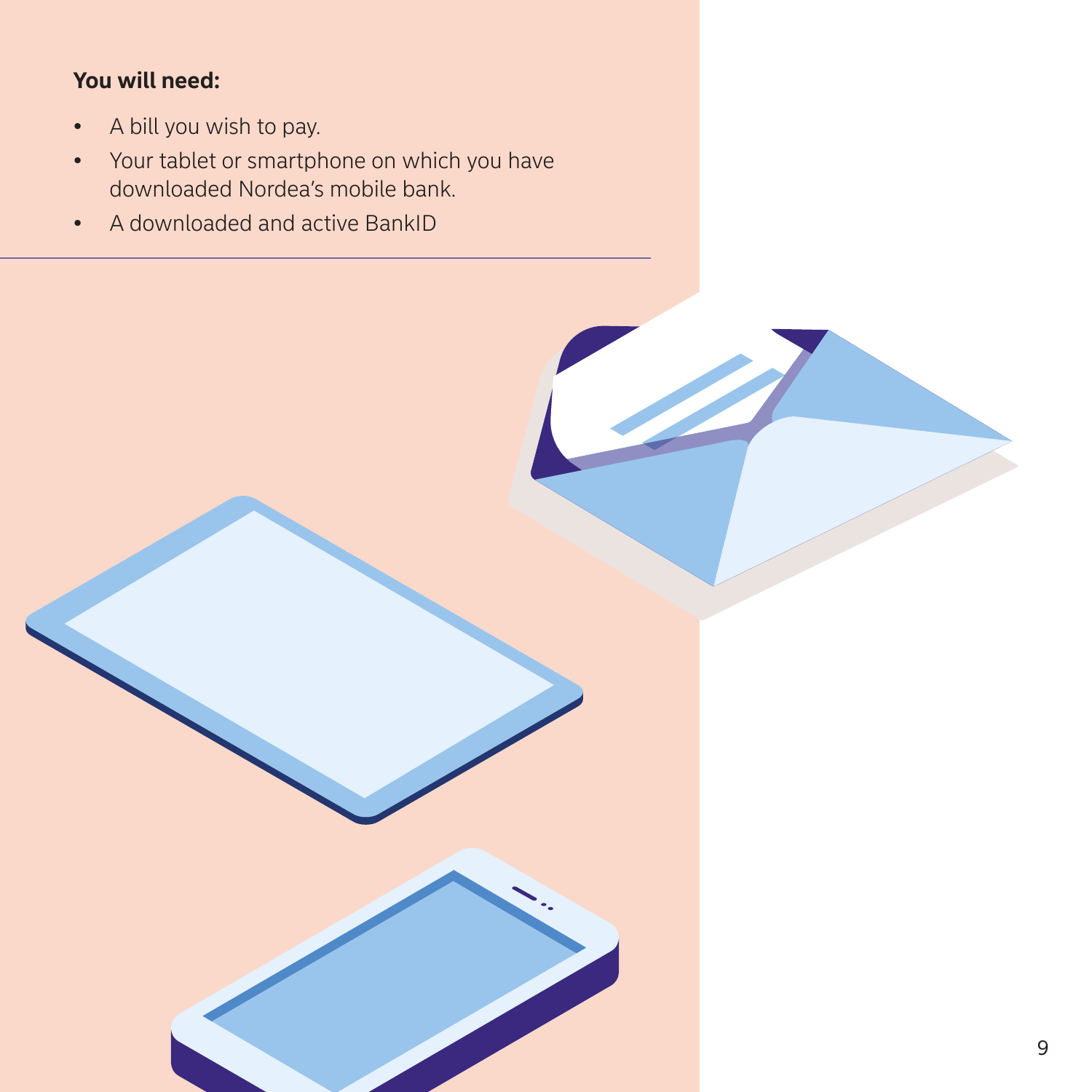**You will need:**

- A bill you wish to pay.
- Your tablet or smartphone on which you have downloaded Nordea's mobile bank.
- A downloaded and active BankID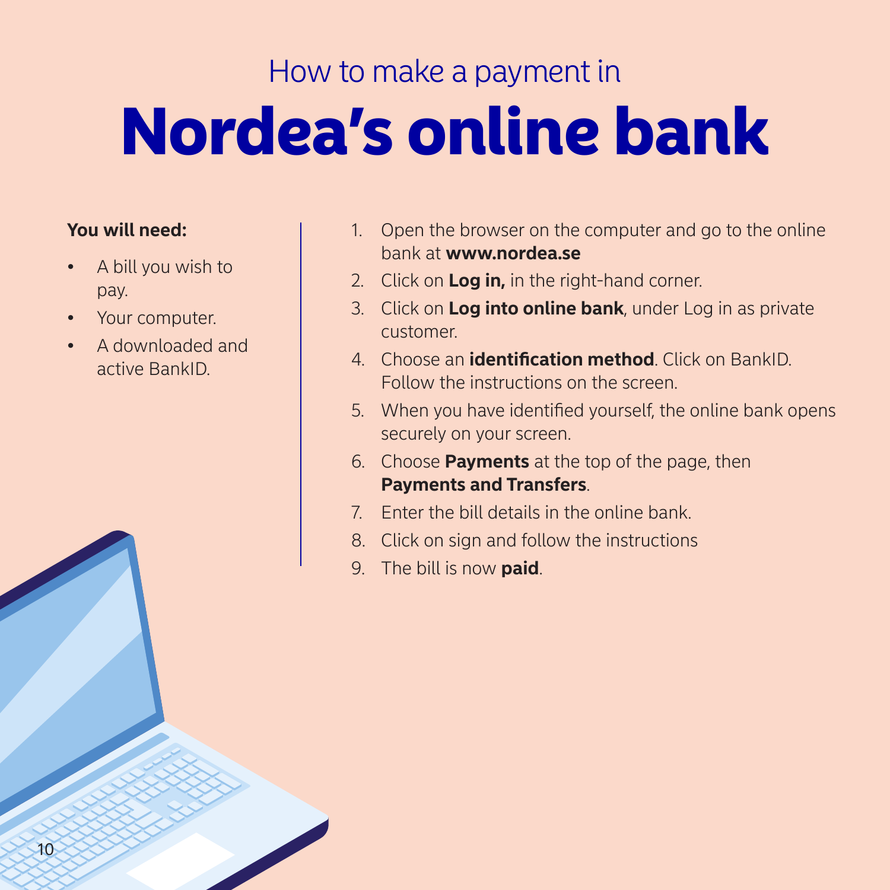# How to make a payment in Nordea's online bank

**You will need:**

- A bill you wish to pay.
- Your computer.
- A downloaded and active BankID.

1. Open the browser on the computer and go to the online bank at **www.nordea.se**
2. Click on **Log in,** in the right-hand corner.
3. Click on **Log into online bank**, under Log in as private customer.
4. Choose an **identification method**. Click on BankID. Follow the instructions on the screen.
5. When you have identified yourself, the online bank opens securely on your screen.
6. Choose **Payments** at the top of the page, then **Payments and Transfers**.
7. Enter the bill details in the online bank.
8. Click on sign and follow the instructions
9. The bill is now **paid**.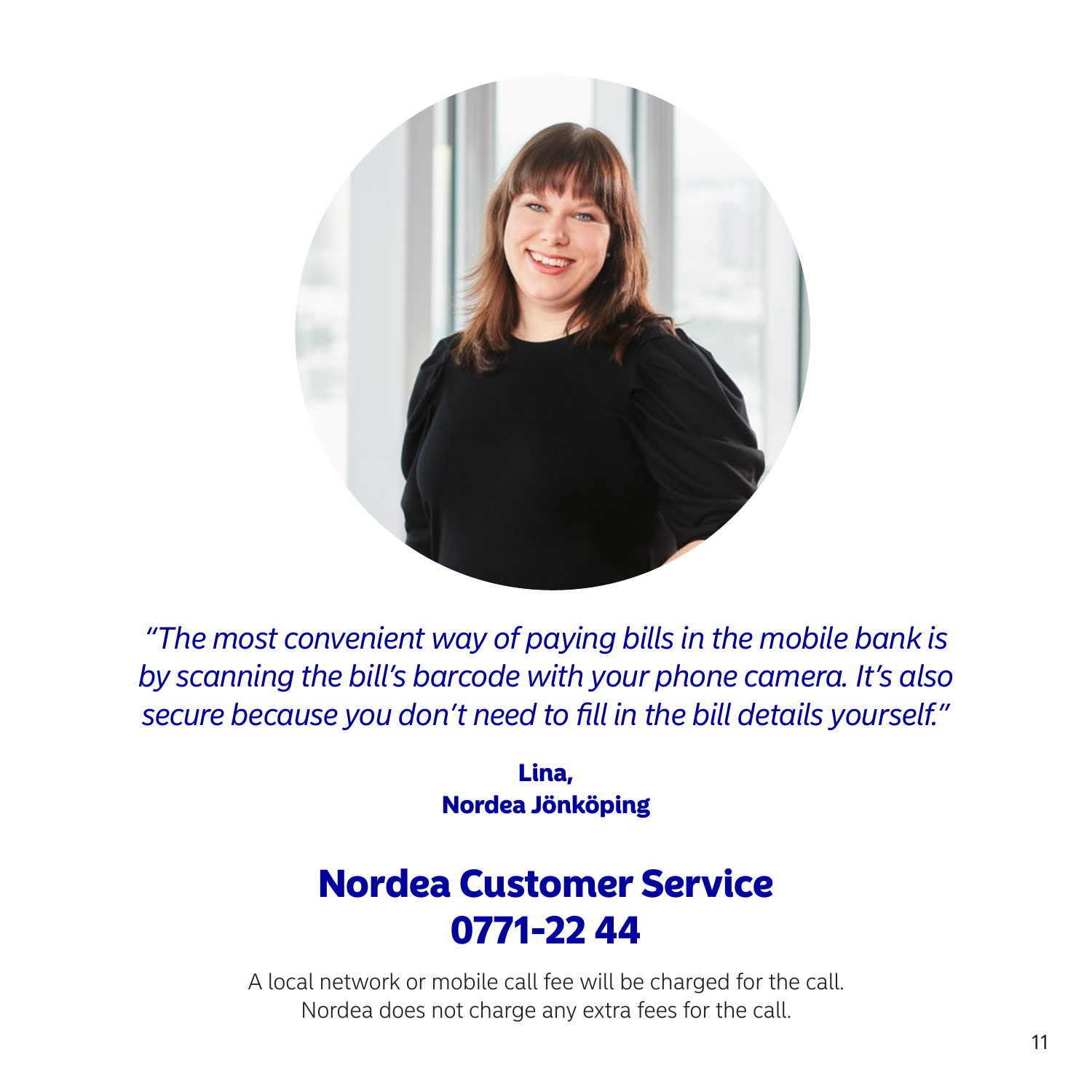*"The most convenient way of paying bills in the mobile bank is by scanning the bill's barcode with your phone camera. It's also secure because you don't need to fill in the bill details yourself."*

**Lina,**
**Nordea Jönköping**

## Nordea Customer Service
## 0771-22 44

A local network or mobile call fee will be charged for the call.
Nordea does not charge any extra fees for the call.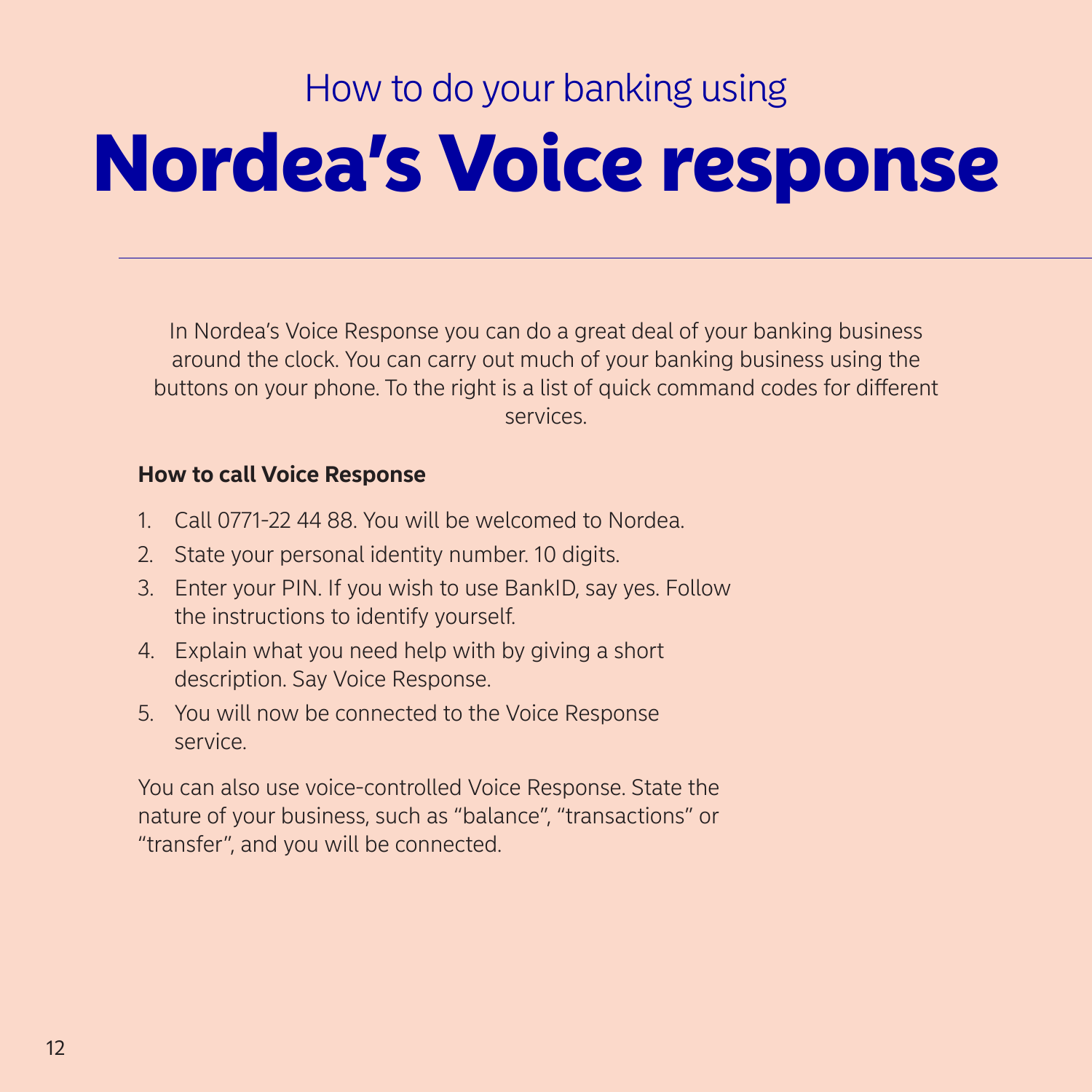## How to do your banking using

# Nordea's Voice response

In Nordea's Voice Response you can do a great deal of your banking business around the clock. You can carry out much of your banking business using the buttons on your phone. To the right is a list of quick command codes for different services.

**How to call Voice Response**

1. Call 0771-22 44 88. You will be welcomed to Nordea.
2. State your personal identity number. 10 digits.
3. Enter your PIN. If you wish to use BankID, say yes. Follow the instructions to identify yourself.
4. Explain what you need help with by giving a short description. Say Voice Response.
5. You will now be connected to the Voice Response service.

You can also use voice-controlled Voice Response. State the nature of your business, such as "balance", "transactions" or "transfer", and you will be connected.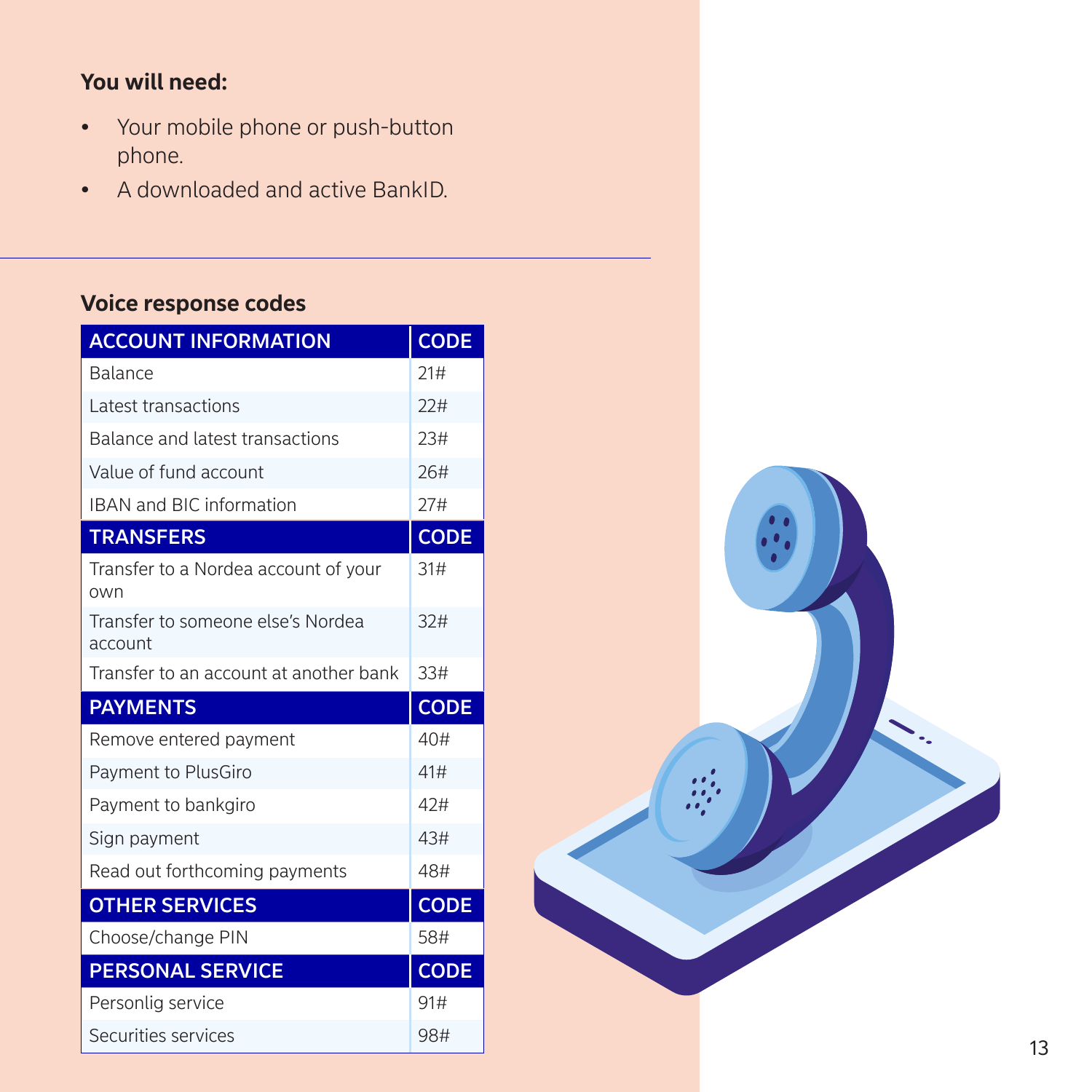**You will need:**

- Your mobile phone or push-button phone.
- A downloaded and active BankID.

## Voice response codes

| ACCOUNT INFORMATION | CODE |
|---|---|
| Balance | 21# |
| Latest transactions | 22# |
| Balance and latest transactions | 23# |
| Value of fund account | 26# |
| IBAN and BIC information | 27# |
| **TRANSFERS** | **CODE** |
| Transfer to a Nordea account of your own | 31# |
| Transfer to someone else's Nordea account | 32# |
| Transfer to an account at another bank | 33# |
| **PAYMENTS** | **CODE** |
| Remove entered payment | 40# |
| Payment to PlusGiro | 41# |
| Payment to bankgiro | 42# |
| Sign payment | 43# |
| Read out forthcoming payments | 48# |
| **OTHER SERVICES** | **CODE** |
| Choose/change PIN | 58# |
| **PERSONAL SERVICE** | **CODE** |
| Personlig service | 91# |
| Securities services | 98# |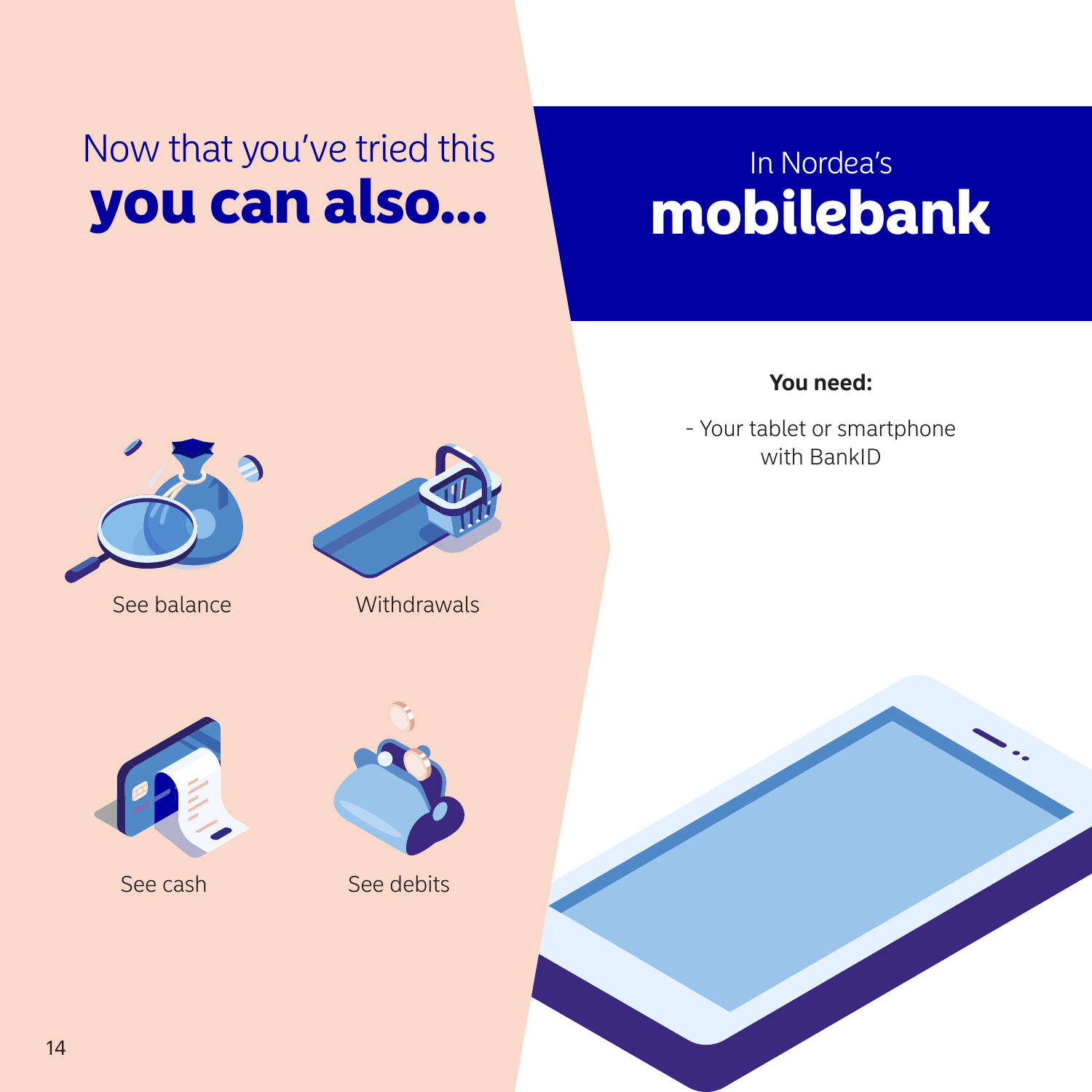## Now that you've tried this **you can also...**

See balance

Withdrawals

See cash

See debits

## In Nordea's **mobilebank**

**You need:**

- Your tablet or smartphone with BankID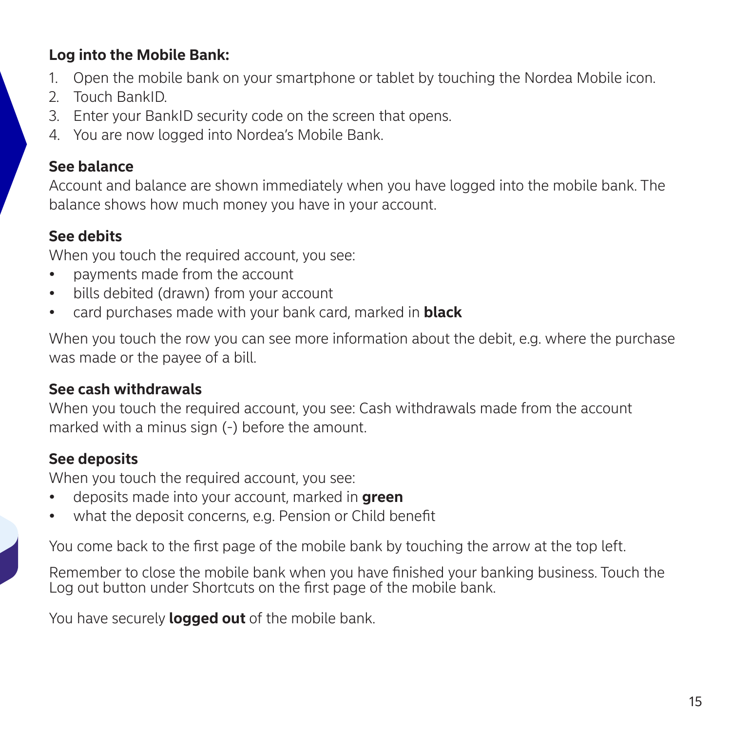**Log into the Mobile Bank:**

1. Open the mobile bank on your smartphone or tablet by touching the Nordea Mobile icon.
2. Touch BankID.
3. Enter your BankID security code on the screen that opens.
4. You are now logged into Nordea's Mobile Bank.

**See balance**

Account and balance are shown immediately when you have logged into the mobile bank. The balance shows how much money you have in your account.

**See debits**

When you touch the required account, you see:

- payments made from the account
- bills debited (drawn) from your account
- card purchases made with your bank card, marked in **black**

When you touch the row you can see more information about the debit, e.g. where the purchase was made or the payee of a bill.

**See cash withdrawals**

When you touch the required account, you see: Cash withdrawals made from the account marked with a minus sign (-) before the amount.

**See deposits**

When you touch the required account, you see:

- deposits made into your account, marked in **green**
- what the deposit concerns, e.g. Pension or Child benefit

You come back to the first page of the mobile bank by touching the arrow at the top left.

Remember to close the mobile bank when you have finished your banking business. Touch the Log out button under Shortcuts on the first page of the mobile bank.

You have securely **logged out** of the mobile bank.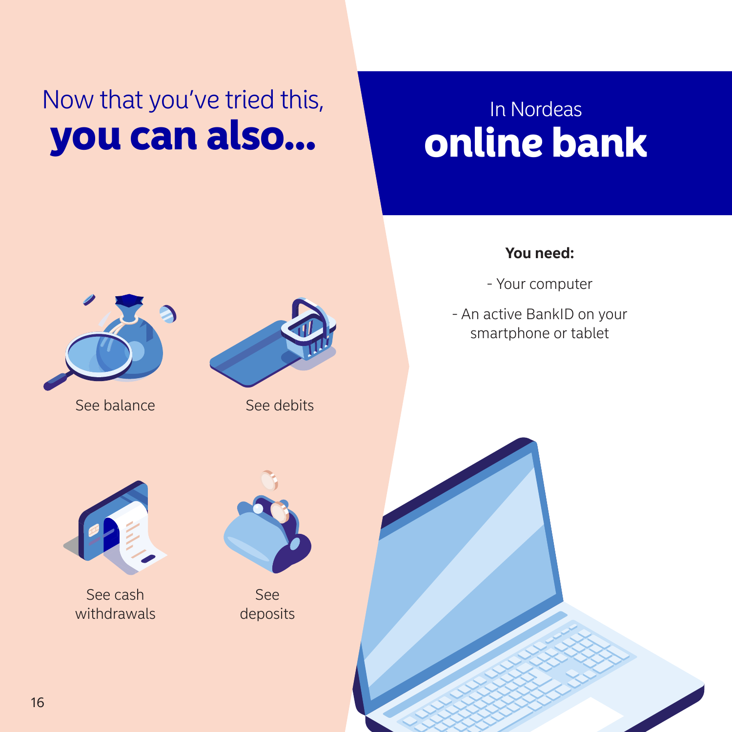# Now that you've tried this, **you can also...**

See balance

See debits

See cash withdrawals

See deposits

## In Nordeas **online bank**

**You need:**

- Your computer
- An active BankID on your smartphone or tablet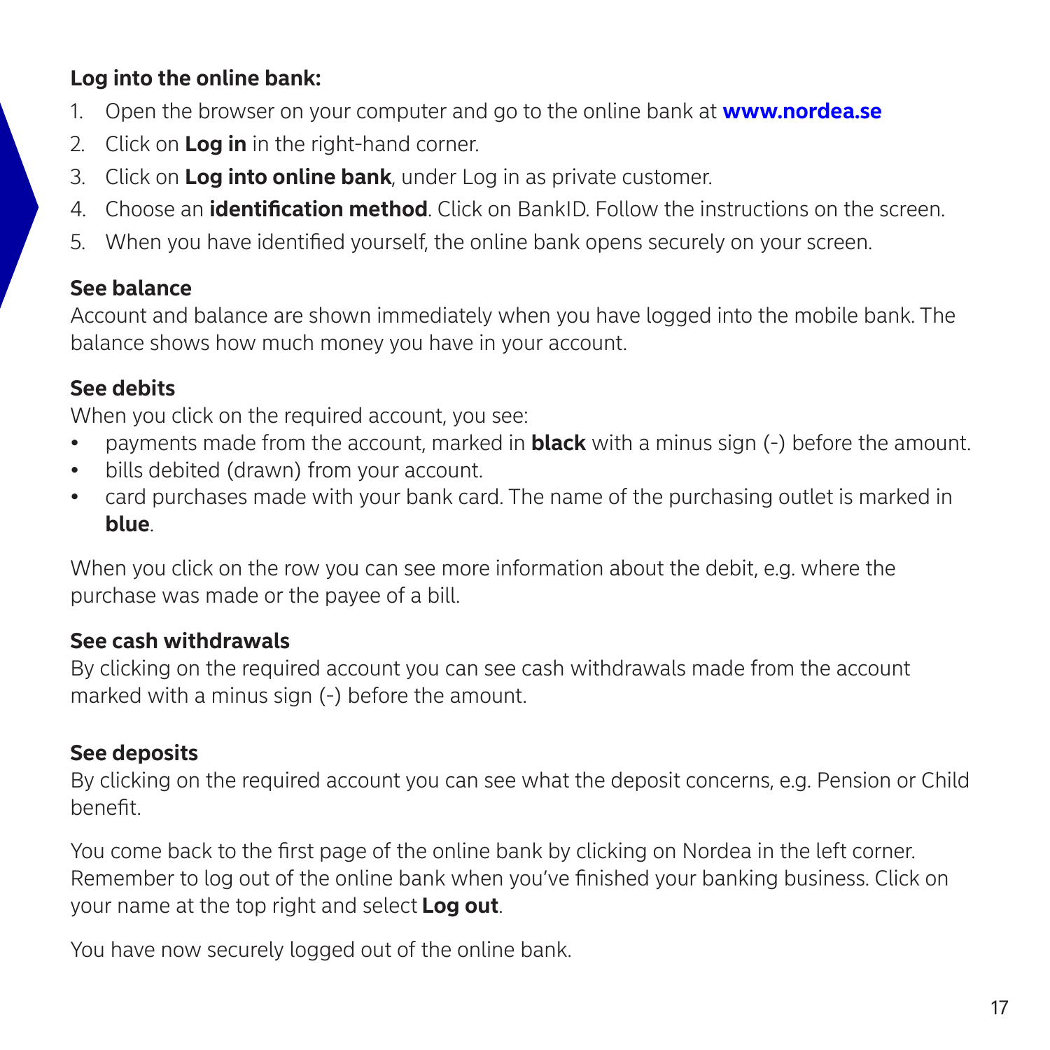**Log into the online bank:**

1. Open the browser on your computer and go to the online bank at **www.nordea.se**
2. Click on **Log in** in the right-hand corner.
3. Click on **Log into online bank**, under Log in as private customer.
4. Choose an **identification method**. Click on BankID. Follow the instructions on the screen.
5. When you have identified yourself, the online bank opens securely on your screen.

**See balance**

Account and balance are shown immediately when you have logged into the mobile bank. The balance shows how much money you have in your account.

**See debits**

When you click on the required account, you see:

- payments made from the account, marked in **black** with a minus sign (-) before the amount.
- bills debited (drawn) from your account.
- card purchases made with your bank card. The name of the purchasing outlet is marked in **blue**.

When you click on the row you can see more information about the debit, e.g. where the purchase was made or the payee of a bill.

**See cash withdrawals**

By clicking on the required account you can see cash withdrawals made from the account marked with a minus sign (-) before the amount.

**See deposits**

By clicking on the required account you can see what the deposit concerns, e.g. Pension or Child benefit.

You come back to the first page of the online bank by clicking on Nordea in the left corner. Remember to log out of the online bank when you've finished your banking business. Click on your name at the top right and select **Log out**.

You have now securely logged out of the online bank.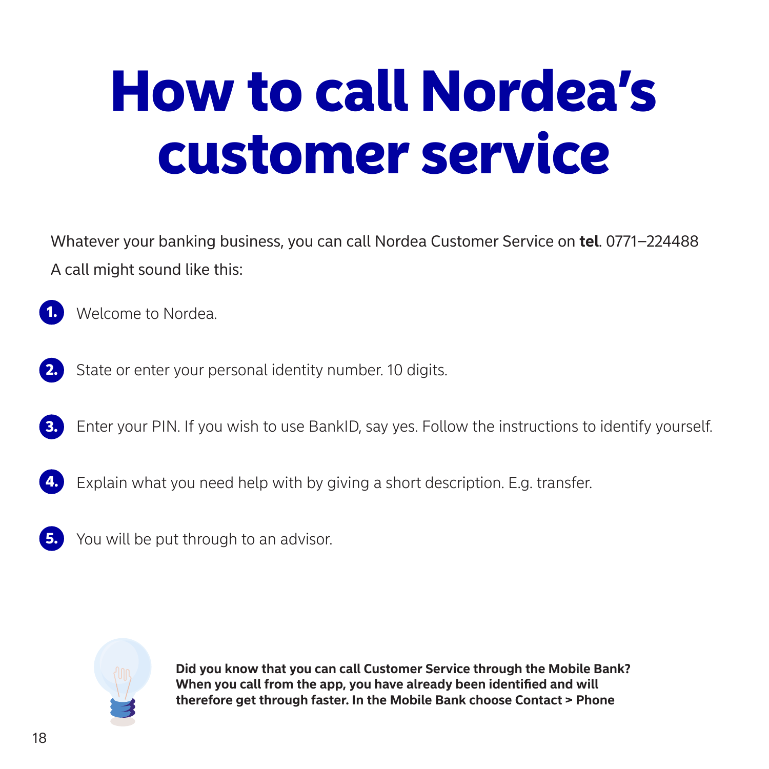# How to call Nordea's customer service

Whatever your banking business, you can call Nordea Customer Service on **tel**. 0771–224488

A call might sound like this:

1. Welcome to Nordea.
2. State or enter your personal identity number. 10 digits.
3. Enter your PIN. If you wish to use BankID, say yes. Follow the instructions to identify yourself.
4. Explain what you need help with by giving a short description. E.g. transfer.
5. You will be put through to an advisor.

**Did you know that you can call Customer Service through the Mobile Bank? When you call from the app, you have already been identified and will therefore get through faster. In the Mobile Bank choose Contact > Phone**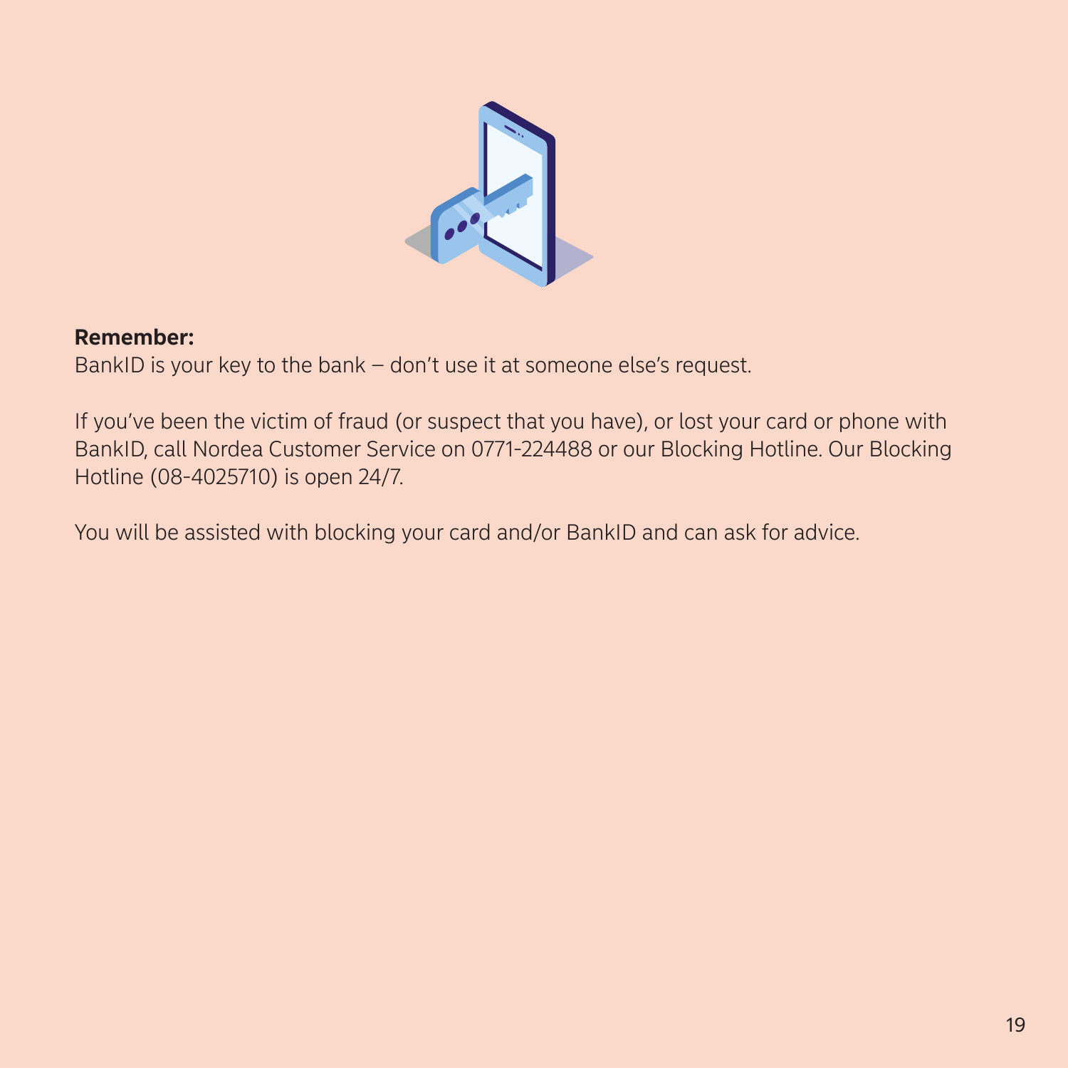**Remember:**
BankID is your key to the bank – don't use it at someone else's request.

If you've been the victim of fraud (or suspect that you have), or lost your card or phone with BankID, call Nordea Customer Service on 0771-224488 or our Blocking Hotline. Our Blocking Hotline (08-4025710) is open 24/7.

You will be assisted with blocking your card and/or BankID and can ask for advice.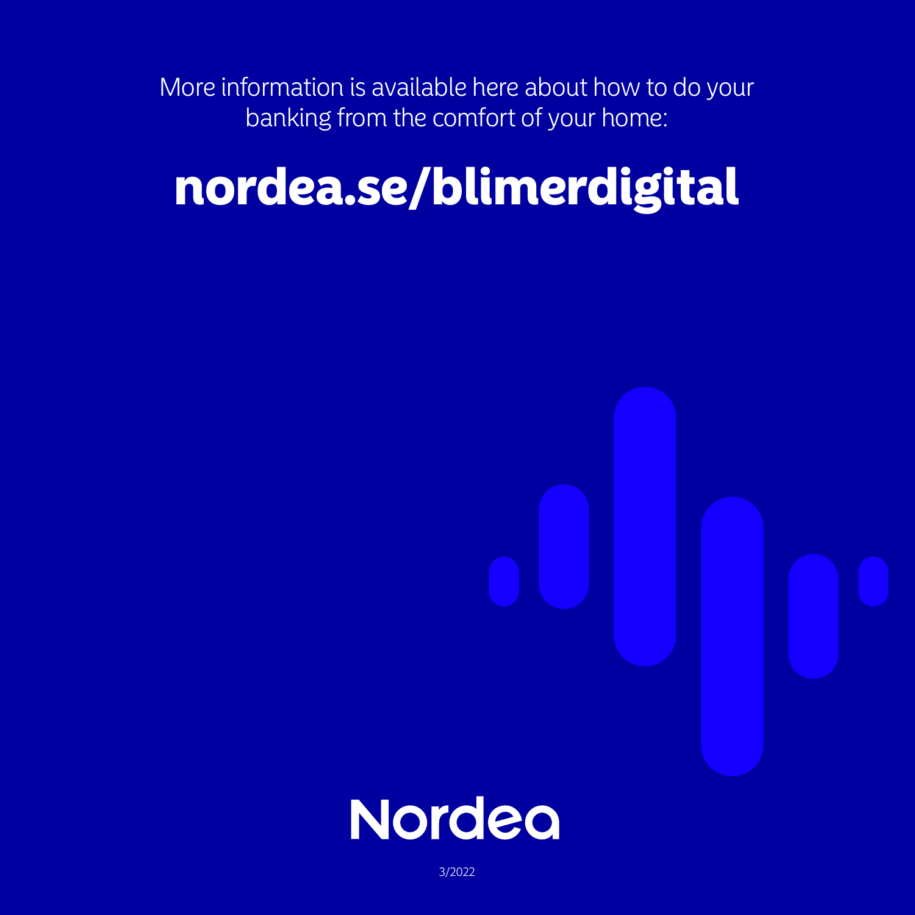More information is available here about how to do your banking from the comfort of your home:

**nordea.se/blimerdigital**

Nordea

3/2022